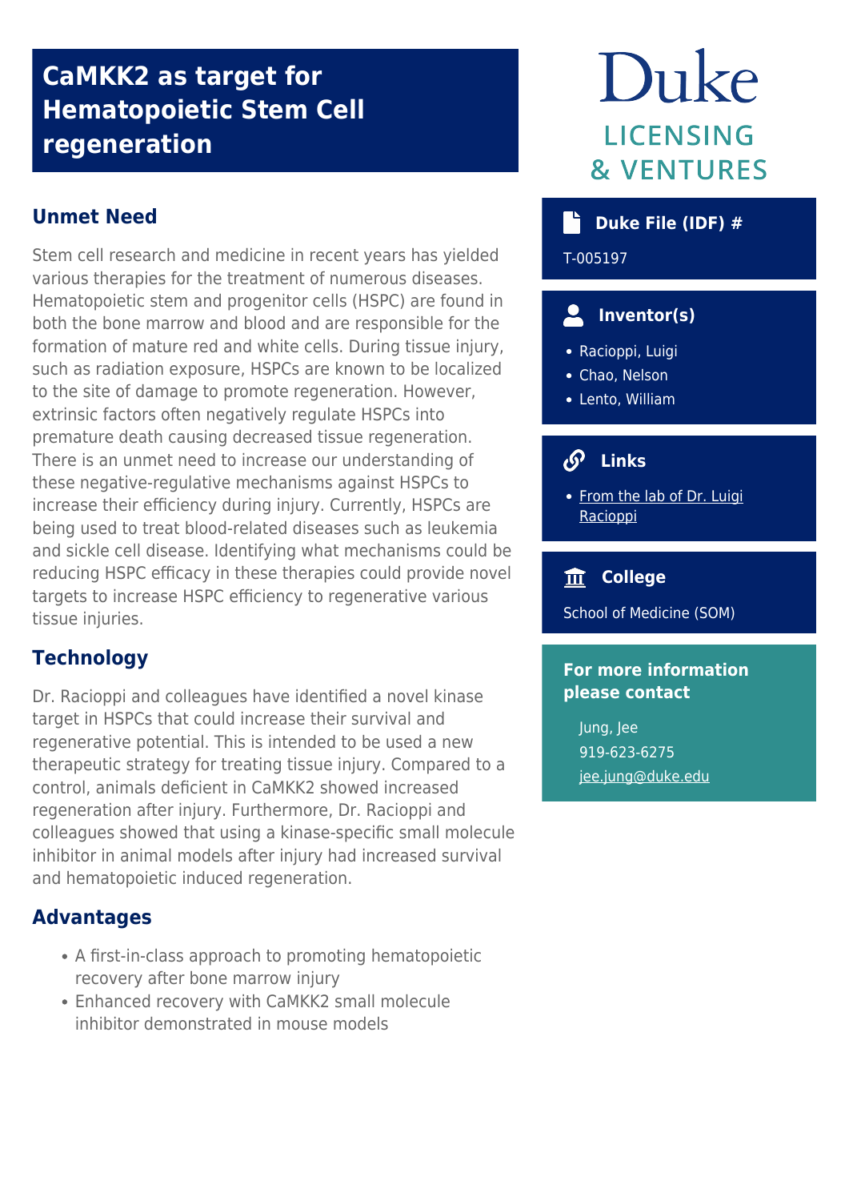# CaMKK2 as target for Hematopoietic Stem Cell regeneration

## Unmet Need

Stem cell research and medicine in recent years has yielded various therapies for the treatment of numerous diseases. Hematopoietic stem and progenitor cells (HSPC) are found in both the bone marrow and blood and are responsible for the formation of mature red and white cells. During tissue injury, such as radiation exposure, HSPCs are known to be localized to the site of damage to promote regeneration. However, extrinsic factors often negatively regulate HSPCs into premature death causing decreased tissue regeneration. There is an unmet need to increase our understanding of these negative-regulative mechanisms against HSPCs to increase their efficiency during injury. Currently, HSPCs are being used to treat blood-related diseases such as leukemia and sickle cell disease. Identifying what mechanisms could be reducing HSPC efficacy in these therapies could provide novel targets to increase HSPC efficiency to regenerative various tissue injuries.

## Technology

Dr. Racioppi and colleagues have identified a novel kinase target in HSPCs that could increase their survival and regenerative potential. This is intended to be used a new therapeutic strategy for treating tissue injury. Compared to a control, animals deficient in CaMKK2 showed increased regeneration after injury. Furthermore, Dr. Racioppi and colleagues showed that using a kinase-specific small molecule inhibitor in animal models after injury had increased survival and hematopoietic induced regeneration.

## Advantages

- A first-in-class approach to promoting hematopoietic recovery after bone marrow injury
- Enhanced recovery with CaMKK2 small molecule inhibitor demonstrated in mouse models

Duke LICENSING & VENTURES

### Duke File (IDF) #

T-005197

### Inventor(s)

- Racioppi, Luigi
- Chao, Nelson
- Lento, William

### Links

- From the lab of Dr. Luigi Racioppi

### College

School of Medicine (SOM)

### For more information please contact

Jung, Jee
919-623-6275
jee.jung@duke.edu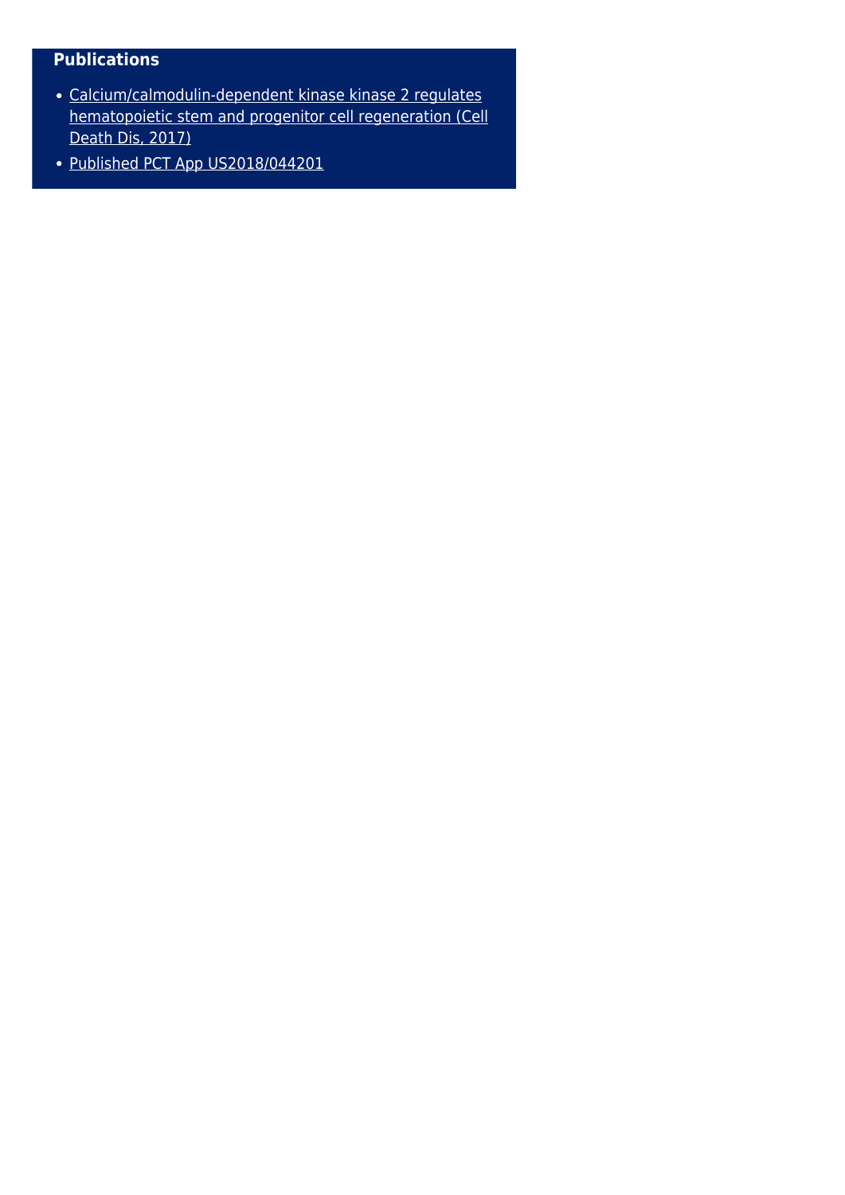## Publications

- Calcium/calmodulin-dependent kinase kinase 2 regulates hematopoietic stem and progenitor cell regeneration (Cell Death Dis, 2017)
- Published PCT App US2018/044201